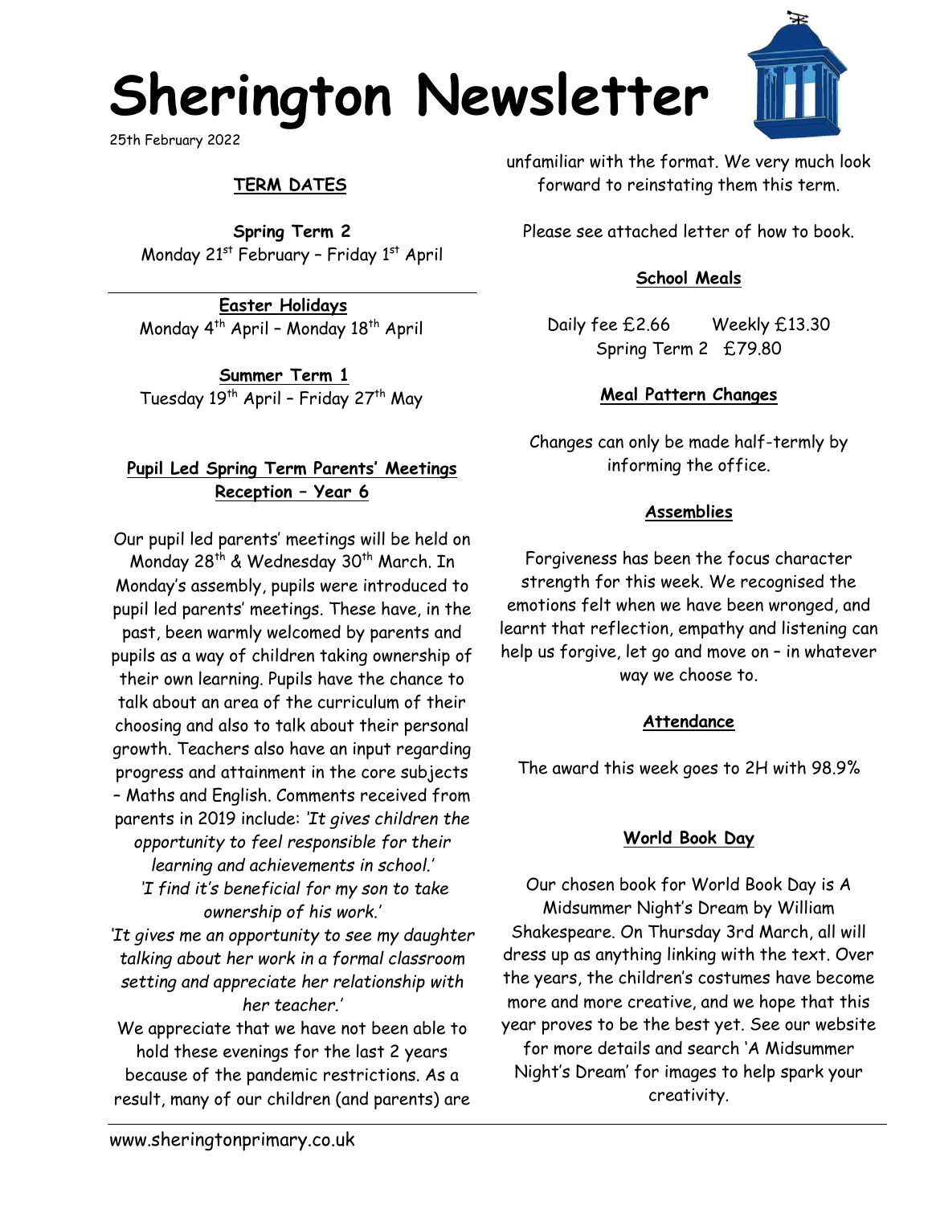# Sherington Newsletter

25th February 2022

## TERM DATES

**Spring Term 2**
Monday 21st February – Friday 1st April

**Easter Holidays**
Monday 4th April – Monday 18th April

**Summer Term 1**
Tuesday 19th April – Friday 27th May

## Pupil Led Spring Term Parents' Meetings Reception – Year 6

Our pupil led parents' meetings will be held on Monday 28th & Wednesday 30th March. In Monday's assembly, pupils were introduced to pupil led parents' meetings. These have, in the past, been warmly welcomed by parents and pupils as a way of children taking ownership of their own learning. Pupils have the chance to talk about an area of the curriculum of their choosing and also to talk about their personal growth. Teachers also have an input regarding progress and attainment in the core subjects – Maths and English. Comments received from parents in 2019 include: *'It gives children the opportunity to feel responsible for their learning and achievements in school.'*
*'I find it's beneficial for my son to take ownership of his work.'*
*'It gives me an opportunity to see my daughter talking about her work in a formal classroom setting and appreciate her relationship with her teacher.'*
We appreciate that we have not been able to hold these evenings for the last 2 years because of the pandemic restrictions. As a result, many of our children (and parents) are unfamiliar with the format. We very much look forward to reinstating them this term.

Please see attached letter of how to book.

## School Meals

Daily fee £2.66 Weekly £13.30
Spring Term 2 £79.80

## Meal Pattern Changes

Changes can only be made half-termly by informing the office.

## Assemblies

Forgiveness has been the focus character strength for this week. We recognised the emotions felt when we have been wronged, and learnt that reflection, empathy and listening can help us forgive, let go and move on – in whatever way we choose to.

## Attendance

The award this week goes to 2H with 98.9%

## World Book Day

Our chosen book for World Book Day is A Midsummer Night's Dream by William Shakespeare. On Thursday 3rd March, all will dress up as anything linking with the text. Over the years, the children's costumes have become more and more creative, and we hope that this year proves to be the best yet. See our website for more details and search 'A Midsummer Night's Dream' for images to help spark your creativity.

www.sheringtonprimary.co.uk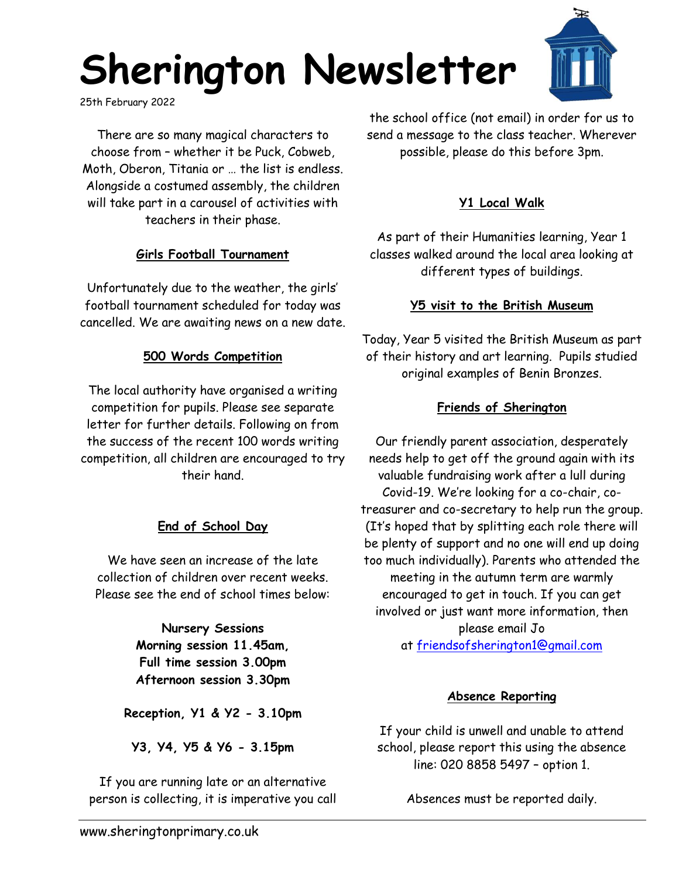# Sherington Newsletter

25th February 2022

There are so many magical characters to choose from – whether it be Puck, Cobweb, Moth, Oberon, Titania or … the list is endless. Alongside a costumed assembly, the children will take part in a carousel of activities with teachers in their phase.

### Girls Football Tournament

Unfortunately due to the weather, the girls' football tournament scheduled for today was cancelled. We are awaiting news on a new date.

### 500 Words Competition

The local authority have organised a writing competition for pupils. Please see separate letter for further details. Following on from the success of the recent 100 words writing competition, all children are encouraged to try their hand.

### End of School Day

We have seen an increase of the late collection of children over recent weeks. Please see the end of school times below:

**Nursery Sessions**
**Morning session 11.45am,**
**Full time session 3.00pm**
**Afternoon session 3.30pm**

**Reception, Y1 & Y2 - 3.10pm**

**Y3, Y4, Y5 & Y6 - 3.15pm**

If you are running late or an alternative person is collecting, it is imperative you call the school office (not email) in order for us to send a message to the class teacher. Wherever possible, please do this before 3pm.

### Y1 Local Walk

As part of their Humanities learning, Year 1 classes walked around the local area looking at different types of buildings.

### Y5 visit to the British Museum

Today, Year 5 visited the British Museum as part of their history and art learning. Pupils studied original examples of Benin Bronzes.

### Friends of Sherington

Our friendly parent association, desperately needs help to get off the ground again with its valuable fundraising work after a lull during Covid-19. We're looking for a co-chair, co-treasurer and co-secretary to help run the group. (It's hoped that by splitting each role there will be plenty of support and no one will end up doing too much individually). Parents who attended the meeting in the autumn term are warmly encouraged to get in touch. If you can get involved or just want more information, then please email Jo at friendsofsherington1@gmail.com

### Absence Reporting

If your child is unwell and unable to attend school, please report this using the absence line: 020 8858 5497 – option 1.

Absences must be reported daily.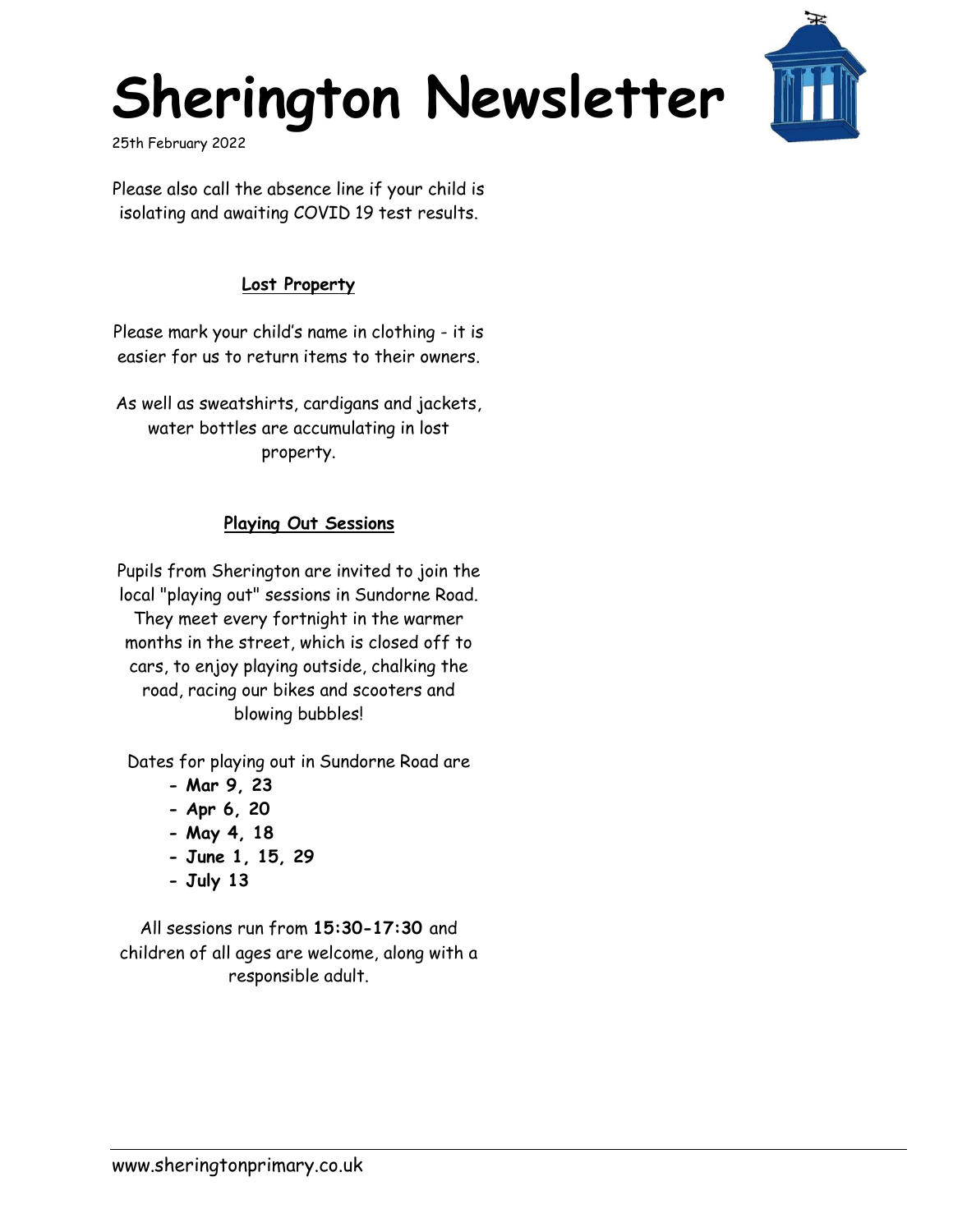# Sherington Newsletter

25th February 2022

Please also call the absence line if your child is isolating and awaiting COVID 19 test results.

## Lost Property

Please mark your child's name in clothing - it is easier for us to return items to their owners.

As well as sweatshirts, cardigans and jackets, water bottles are accumulating in lost property.

## Playing Out Sessions

Pupils from Sherington are invited to join the local "playing out" sessions in Sundorne Road. They meet every fortnight in the warmer months in the street, which is closed off to cars, to enjoy playing outside, chalking the road, racing our bikes and scooters and blowing bubbles!

Dates for playing out in Sundorne Road are

- **Mar 9, 23**
- **Apr 6, 20**
- **May 4, 18**
- **June 1, 15, 29**
- **July 13**

All sessions run from **15:30-17:30** and children of all ages are welcome, along with a responsible adult.

www.sheringtonprimary.co.uk